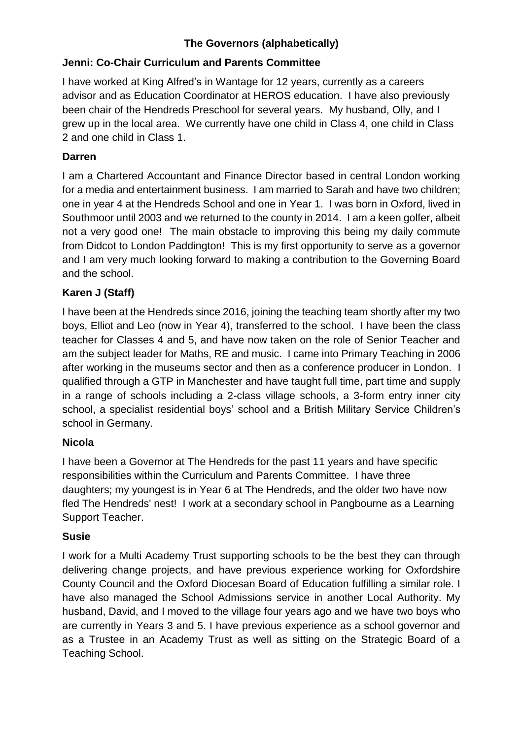# The Governors (alphabetically)

## Jenni: Co-Chair Curriculum and Parents Committee

I have worked at King Alfred's in Wantage for 12 years, currently as a careers advisor and as Education Coordinator at HEROS education. I have also previously been chair of the Hendreds Preschool for several years. My husband, Olly, and I grew up in the local area. We currently have one child in Class 4, one child in Class 2 and one child in Class 1.

## Darren

I am a Chartered Accountant and Finance Director based in central London working for a media and entertainment business. I am married to Sarah and have two children; one in year 4 at the Hendreds School and one in Year 1. I was born in Oxford, lived in Southmoor until 2003 and we returned to the county in 2014. I am a keen golfer, albeit not a very good one! The main obstacle to improving this being my daily commute from Didcot to London Paddington! This is my first opportunity to serve as a governor and I am very much looking forward to making a contribution to the Governing Board and the school.

## Karen J (Staff)

I have been at the Hendreds since 2016, joining the teaching team shortly after my two boys, Elliot and Leo (now in Year 4), transferred to the school. I have been the class teacher for Classes 4 and 5, and have now taken on the role of Senior Teacher and am the subject leader for Maths, RE and music. I came into Primary Teaching in 2006 after working in the museums sector and then as a conference producer in London. I qualified through a GTP in Manchester and have taught full time, part time and supply in a range of schools including a 2-class village schools, a 3-form entry inner city school, a specialist residential boys' school and a British Military Service Children's school in Germany.

## Nicola

I have been a Governor at The Hendreds for the past 11 years and have specific responsibilities within the Curriculum and Parents Committee. I have three daughters; my youngest is in Year 6 at The Hendreds, and the older two have now fled The Hendreds' nest! I work at a secondary school in Pangbourne as a Learning Support Teacher.

## Susie

I work for a Multi Academy Trust supporting schools to be the best they can through delivering change projects, and have previous experience working for Oxfordshire County Council and the Oxford Diocesan Board of Education fulfilling a similar role. I have also managed the School Admissions service in another Local Authority. My husband, David, and I moved to the village four years ago and we have two boys who are currently in Years 3 and 5. I have previous experience as a school governor and as a Trustee in an Academy Trust as well as sitting on the Strategic Board of a Teaching School.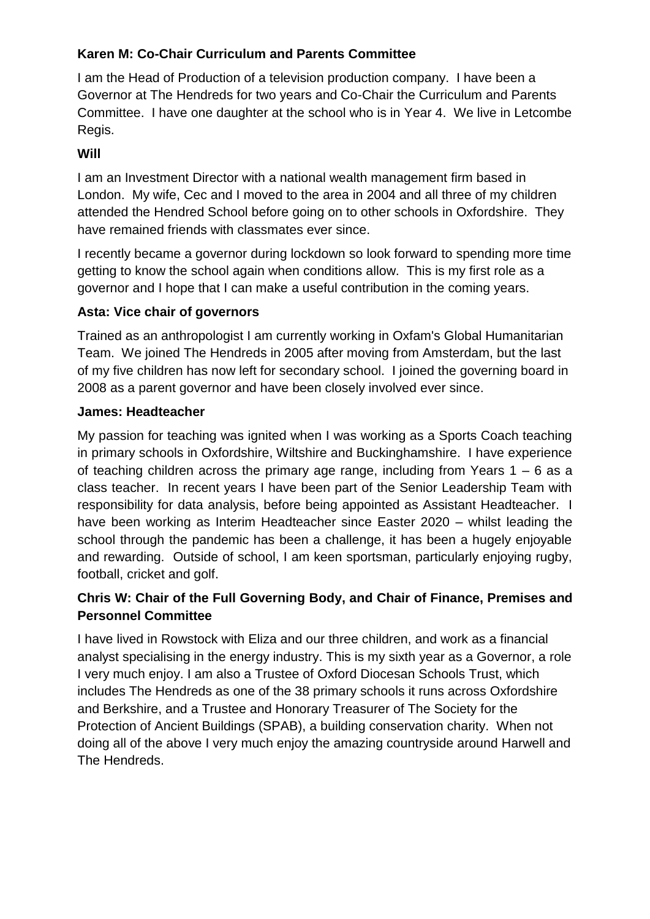**Karen M: Co-Chair Curriculum and Parents Committee**

I am the Head of Production of a television production company. I have been a Governor at The Hendreds for two years and Co-Chair the Curriculum and Parents Committee. I have one daughter at the school who is in Year 4. We live in Letcombe Regis.

**Will**

I am an Investment Director with a national wealth management firm based in London. My wife, Cec and I moved to the area in 2004 and all three of my children attended the Hendred School before going on to other schools in Oxfordshire. They have remained friends with classmates ever since.

I recently became a governor during lockdown so look forward to spending more time getting to know the school again when conditions allow. This is my first role as a governor and I hope that I can make a useful contribution in the coming years.

**Asta: Vice chair of governors**

Trained as an anthropologist I am currently working in Oxfam's Global Humanitarian Team. We joined The Hendreds in 2005 after moving from Amsterdam, but the last of my five children has now left for secondary school. I joined the governing board in 2008 as a parent governor and have been closely involved ever since.

**James: Headteacher**

My passion for teaching was ignited when I was working as a Sports Coach teaching in primary schools in Oxfordshire, Wiltshire and Buckinghamshire. I have experience of teaching children across the primary age range, including from Years 1 – 6 as a class teacher. In recent years I have been part of the Senior Leadership Team with responsibility for data analysis, before being appointed as Assistant Headteacher. I have been working as Interim Headteacher since Easter 2020 – whilst leading the school through the pandemic has been a challenge, it has been a hugely enjoyable and rewarding. Outside of school, I am keen sportsman, particularly enjoying rugby, football, cricket and golf.

**Chris W: Chair of the Full Governing Body, and Chair of Finance, Premises and Personnel Committee**

I have lived in Rowstock with Eliza and our three children, and work as a financial analyst specialising in the energy industry. This is my sixth year as a Governor, a role I very much enjoy. I am also a Trustee of Oxford Diocesan Schools Trust, which includes The Hendreds as one of the 38 primary schools it runs across Oxfordshire and Berkshire, and a Trustee and Honorary Treasurer of The Society for the Protection of Ancient Buildings (SPAB), a building conservation charity. When not doing all of the above I very much enjoy the amazing countryside around Harwell and The Hendreds.